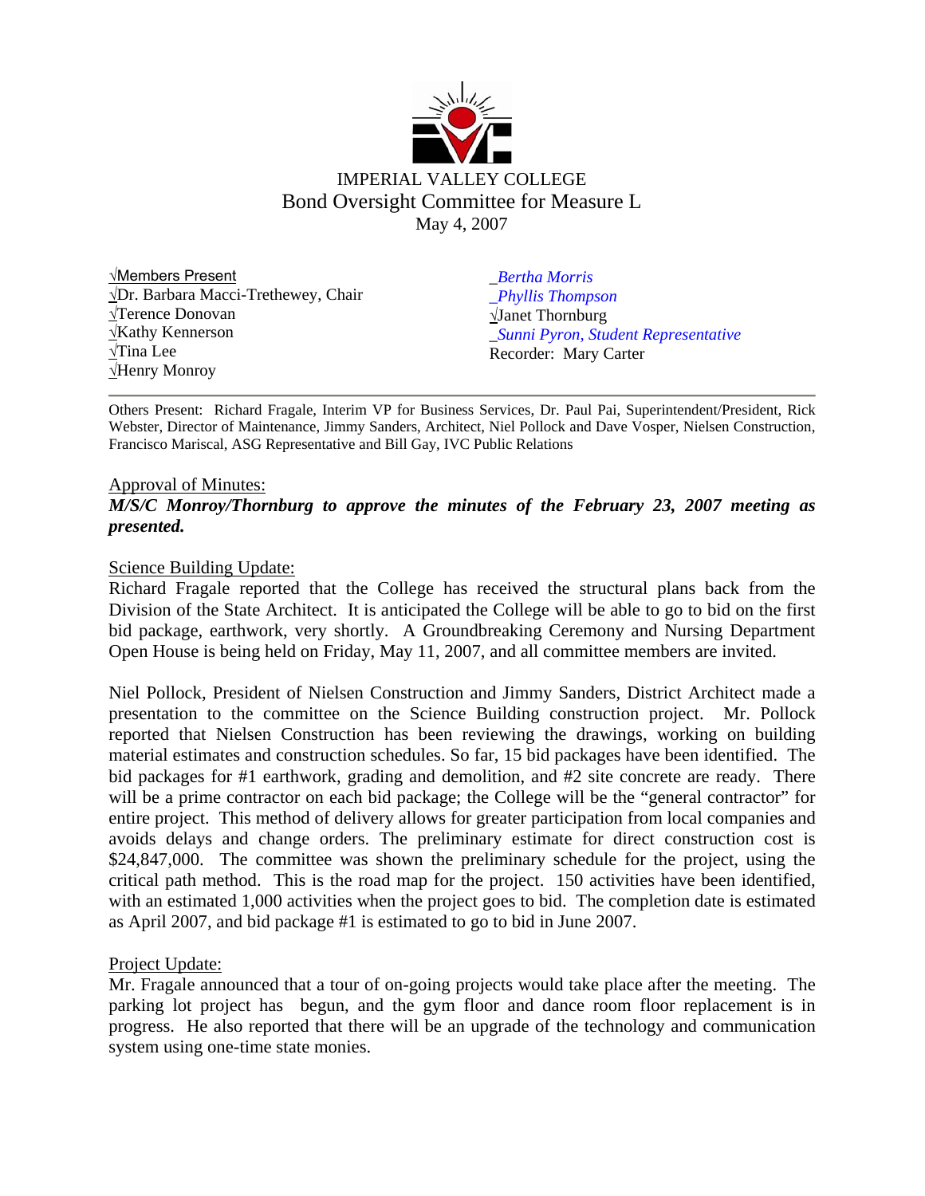IMPERIAL VALLEY COLLEGE

# Bond Oversight Committee for Measure L

May 4, 2007

√Members Present
√Dr. Barbara Macci-Trethewey, Chair
√Terence Donovan
√Kathy Kennerson
√Tina Lee
√Henry Monroy
_Bertha Morris
_Phyllis Thompson
√Janet Thornburg
_Sunni Pyron, Student Representative
Recorder: Mary Carter

---

Others Present: Richard Fragale, Interim VP for Business Services, Dr. Paul Pai, Superintendent/President, Rick Webster, Director of Maintenance, Jimmy Sanders, Architect, Niel Pollock and Dave Vosper, Nielsen Construction, Francisco Mariscal, ASG Representative and Bill Gay, IVC Public Relations

Approval of Minutes:

***M/S/C Monroy/Thornburg to approve the minutes of the February 23, 2007 meeting as presented.***

Science Building Update:

Richard Fragale reported that the College has received the structural plans back from the Division of the State Architect. It is anticipated the College will be able to go to bid on the first bid package, earthwork, very shortly. A Groundbreaking Ceremony and Nursing Department Open House is being held on Friday, May 11, 2007, and all committee members are invited.

Niel Pollock, President of Nielsen Construction and Jimmy Sanders, District Architect made a presentation to the committee on the Science Building construction project. Mr. Pollock reported that Nielsen Construction has been reviewing the drawings, working on building material estimates and construction schedules. So far, 15 bid packages have been identified. The bid packages for #1 earthwork, grading and demolition, and #2 site concrete are ready. There will be a prime contractor on each bid package; the College will be the "general contractor" for entire project. This method of delivery allows for greater participation from local companies and avoids delays and change orders. The preliminary estimate for direct construction cost is $24,847,000. The committee was shown the preliminary schedule for the project, using the critical path method. This is the road map for the project. 150 activities have been identified, with an estimated 1,000 activities when the project goes to bid. The completion date is estimated as April 2007, and bid package #1 is estimated to go to bid in June 2007.

Project Update:

Mr. Fragale announced that a tour of on-going projects would take place after the meeting. The parking lot project has begun, and the gym floor and dance room floor replacement is in progress. He also reported that there will be an upgrade of the technology and communication system using one-time state monies.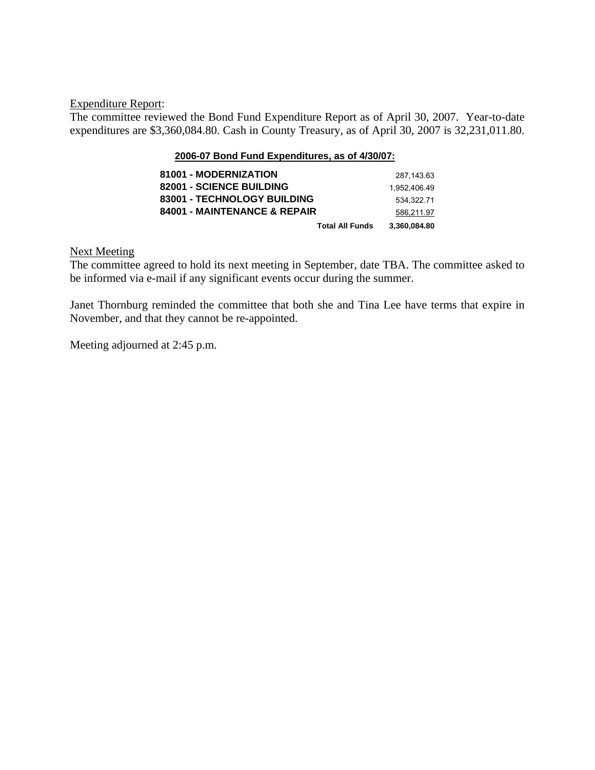Expenditure Report:

The committee reviewed the Bond Fund Expenditure Report as of April 30, 2007. Year-to-date expenditures are $3,360,084.80. Cash in County Treasury, as of April 30, 2007 is 32,231,011.80.

**2006-07 Bond Fund Expenditures, as of 4/30/07:**

| | |
|---|---|
| **81001 - MODERNIZATION** | 287,143.63 |
| **82001 - SCIENCE BUILDING** | 1,952,406.49 |
| **83001 - TECHNOLOGY BUILDING** | 534,322.71 |
| **84001 - MAINTENANCE & REPAIR** | 586,211.97 |
| **Total All Funds** | **3,360,084.80** |

Next Meeting

The committee agreed to hold its next meeting in September, date TBA. The committee asked to be informed via e-mail if any significant events occur during the summer.

Janet Thornburg reminded the committee that both she and Tina Lee have terms that expire in November, and that they cannot be re-appointed.

Meeting adjourned at 2:45 p.m.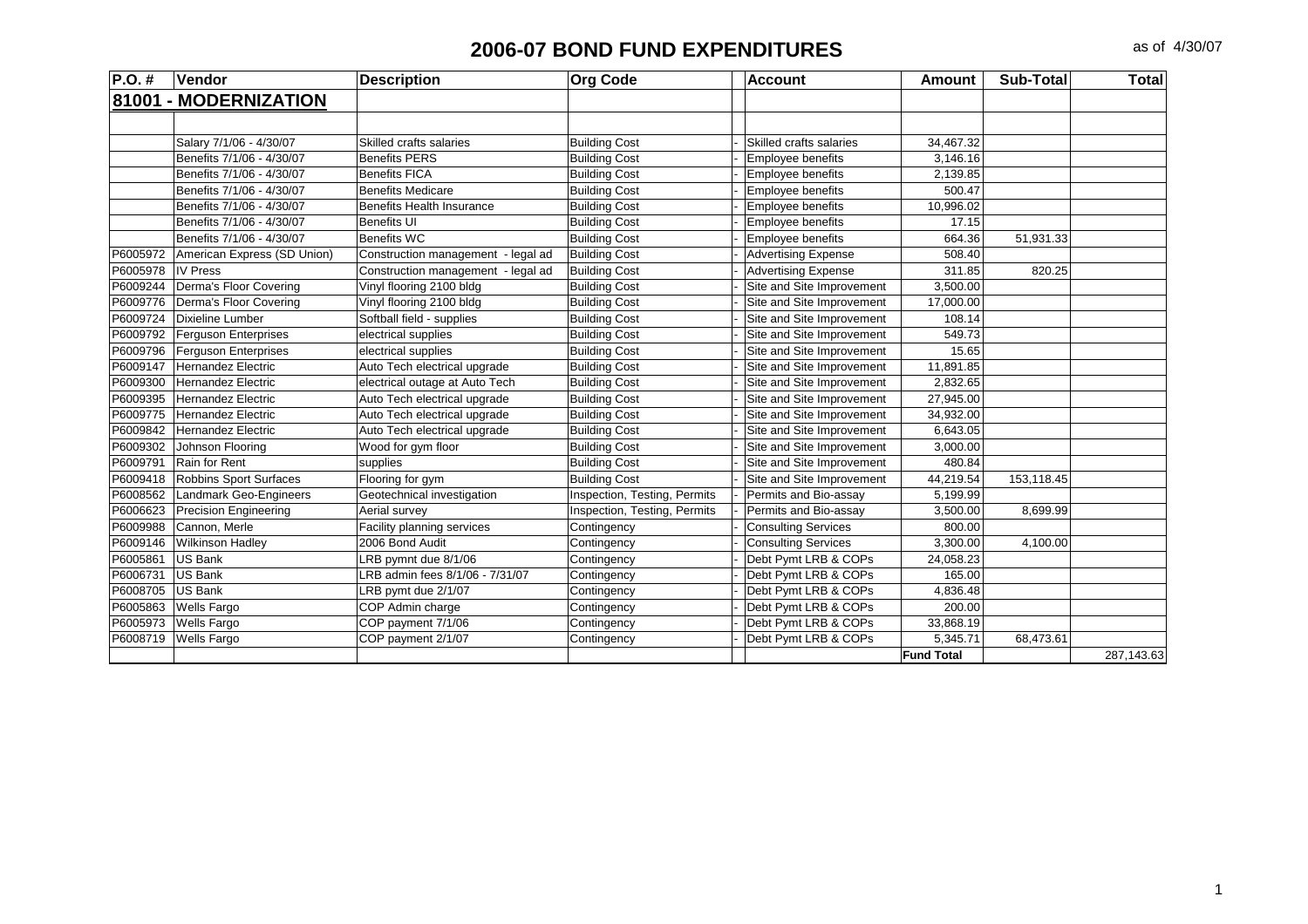# 2006-07 BOND FUND EXPENDITURES

as of 4/30/07

| P.O. # | Vendor | Description | Org Code | | Account | Amount | Sub-Total | Total |
|---|---|---|---|---|---|---|---|---|
| **81001 - MODERNIZATION** | | | | | | | | |
| | | | | | | | | |
| | Salary 7/1/06 - 4/30/07 | Skilled crafts salaries | Building Cost | - | Skilled crafts salaries | 34,467.32 | | |
| | Benefits 7/1/06 - 4/30/07 | Benefits PERS | Building Cost | - | Employee benefits | 3,146.16 | | |
| | Benefits 7/1/06 - 4/30/07 | Benefits FICA | Building Cost | - | Employee benefits | 2,139.85 | | |
| | Benefits 7/1/06 - 4/30/07 | Benefits Medicare | Building Cost | - | Employee benefits | 500.47 | | |
| | Benefits 7/1/06 - 4/30/07 | Benefits Health Insurance | Building Cost | - | Employee benefits | 10,996.02 | | |
| | Benefits 7/1/06 - 4/30/07 | Benefits UI | Building Cost | - | Employee benefits | 17.15 | | |
| | Benefits 7/1/06 - 4/30/07 | Benefits WC | Building Cost | - | Employee benefits | 664.36 | 51,931.33 | |
| P6005972 | American Express (SD Union) | Construction management - legal ad | Building Cost | - | Advertising Expense | 508.40 | | |
| P6005978 | IV Press | Construction management - legal ad | Building Cost | - | Advertising Expense | 311.85 | 820.25 | |
| P6009244 | Derma's Floor Covering | Vinyl flooring 2100 bldg | Building Cost | - | Site and Site Improvement | 3,500.00 | | |
| P6009776 | Derma's Floor Covering | Vinyl flooring 2100 bldg | Building Cost | - | Site and Site Improvement | 17,000.00 | | |
| P6009724 | Dixieline Lumber | Softball field - supplies | Building Cost | - | Site and Site Improvement | 108.14 | | |
| P6009792 | Ferguson Enterprises | electrical supplies | Building Cost | - | Site and Site Improvement | 549.73 | | |
| P6009796 | Ferguson Enterprises | electrical supplies | Building Cost | - | Site and Site Improvement | 15.65 | | |
| P6009147 | Hernandez Electric | Auto Tech electrical upgrade | Building Cost | - | Site and Site Improvement | 11,891.85 | | |
| P6009300 | Hernandez Electric | electrical outage at Auto Tech | Building Cost | - | Site and Site Improvement | 2,832.65 | | |
| P6009395 | Hernandez Electric | Auto Tech electrical upgrade | Building Cost | - | Site and Site Improvement | 27,945.00 | | |
| P6009775 | Hernandez Electric | Auto Tech electrical upgrade | Building Cost | - | Site and Site Improvement | 34,932.00 | | |
| P6009842 | Hernandez Electric | Auto Tech electrical upgrade | Building Cost | - | Site and Site Improvement | 6,643.05 | | |
| P6009302 | Johnson Flooring | Wood for gym floor | Building Cost | - | Site and Site Improvement | 3,000.00 | | |
| P6009791 | Rain for Rent | supplies | Building Cost | - | Site and Site Improvement | 480.84 | | |
| P6009418 | Robbins Sport Surfaces | Flooring for gym | Building Cost | - | Site and Site Improvement | 44,219.54 | 153,118.45 | |
| P6008562 | Landmark Geo-Engineers | Geotechnical investigation | Inspection, Testing, Permits | - | Permits and Bio-assay | 5,199.99 | | |
| P6006623 | Precision Engineering | Aerial survey | Inspection, Testing, Permits | - | Permits and Bio-assay | 3,500.00 | 8,699.99 | |
| P6009988 | Cannon, Merle | Facility planning services | Contingency | - | Consulting Services | 800.00 | | |
| P6009146 | Wilkinson Hadley | 2006 Bond Audit | Contingency | - | Consulting Services | 3,300.00 | 4,100.00 | |
| P6005861 | US Bank | LRB pymnt due 8/1/06 | Contingency | - | Debt Pymt LRB & COPs | 24,058.23 | | |
| P6006731 | US Bank | LRB admin fees 8/1/06 - 7/31/07 | Contingency | - | Debt Pymt LRB & COPs | 165.00 | | |
| P6008705 | US Bank | LRB pymt due 2/1/07 | Contingency | - | Debt Pymt LRB & COPs | 4,836.48 | | |
| P6005863 | Wells Fargo | COP Admin charge | Contingency | - | Debt Pymt LRB & COPs | 200.00 | | |
| P6005973 | Wells Fargo | COP payment 7/1/06 | Contingency | - | Debt Pymt LRB & COPs | 33,868.19 | | |
| P6008719 | Wells Fargo | COP payment 2/1/07 | Contingency | - | Debt Pymt LRB & COPs | 5,345.71 | 68,473.61 | |
| | | | | | | **Fund Total** | | 287,143.63 |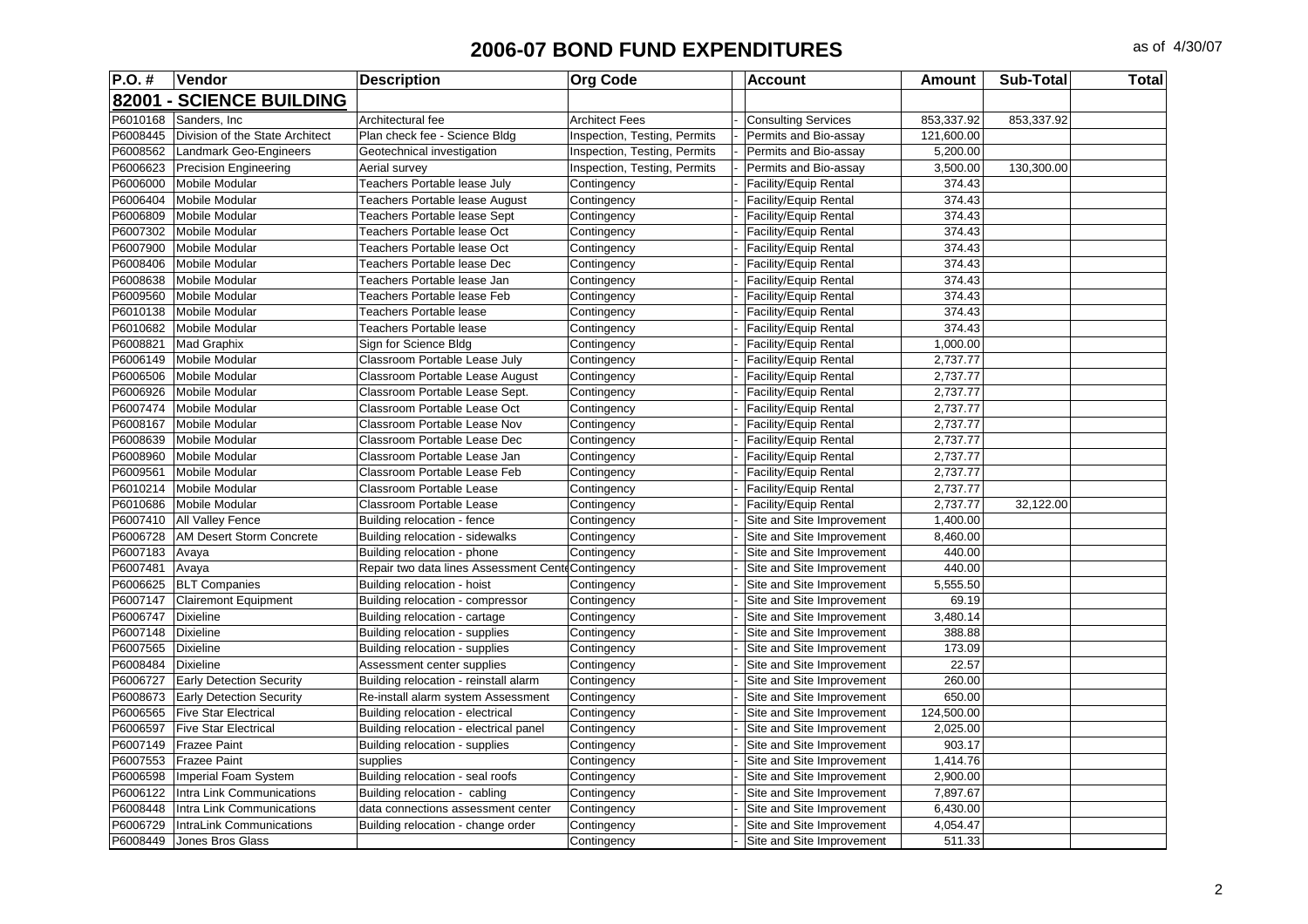# 2006-07 BOND FUND EXPENDITURES

as of 4/30/07

| P.O. # | Vendor | Description | Org Code | | Account | Amount | Sub-Total | Total |
|---|---|---|---|---|---|---|---|---|
| **82001 - SCIENCE BUILDING** | | | | | | | | |
| P6010168 | Sanders, Inc | Architectural fee | Architect Fees | - | Consulting Services | 853,337.92 | 853,337.92 | |
| P6008445 | Division of the State Architect | Plan check fee - Science Bldg | Inspection, Testing, Permits | - | Permits and Bio-assay | 121,600.00 | | |
| P6008562 | Landmark Geo-Engineers | Geotechnical investigation | Inspection, Testing, Permits | - | Permits and Bio-assay | 5,200.00 | | |
| P6006623 | Precision Engineering | Aerial survey | Inspection, Testing, Permits | - | Permits and Bio-assay | 3,500.00 | 130,300.00 | |
| P6006000 | Mobile Modular | Teachers Portable lease July | Contingency | - | Facility/Equip Rental | 374.43 | | |
| P6006404 | Mobile Modular | Teachers Portable lease August | Contingency | - | Facility/Equip Rental | 374.43 | | |
| P6006809 | Mobile Modular | Teachers Portable lease Sept | Contingency | - | Facility/Equip Rental | 374.43 | | |
| P6007302 | Mobile Modular | Teachers Portable lease Oct | Contingency | - | Facility/Equip Rental | 374.43 | | |
| P6007900 | Mobile Modular | Teachers Portable lease Oct | Contingency | - | Facility/Equip Rental | 374.43 | | |
| P6008406 | Mobile Modular | Teachers Portable lease Dec | Contingency | - | Facility/Equip Rental | 374.43 | | |
| P6008638 | Mobile Modular | Teachers Portable lease Jan | Contingency | - | Facility/Equip Rental | 374.43 | | |
| P6009560 | Mobile Modular | Teachers Portable lease Feb | Contingency | - | Facility/Equip Rental | 374.43 | | |
| P6010138 | Mobile Modular | Teachers Portable lease | Contingency | - | Facility/Equip Rental | 374.43 | | |
| P6010682 | Mobile Modular | Teachers Portable lease | Contingency | - | Facility/Equip Rental | 374.43 | | |
| P6008821 | Mad Graphix | Sign for Science Bldg | Contingency | - | Facility/Equip Rental | 1,000.00 | | |
| P6006149 | Mobile Modular | Classroom Portable Lease July | Contingency | - | Facility/Equip Rental | 2,737.77 | | |
| P6006506 | Mobile Modular | Classroom Portable Lease August | Contingency | - | Facility/Equip Rental | 2,737.77 | | |
| P6006926 | Mobile Modular | Classroom Portable Lease Sept. | Contingency | - | Facility/Equip Rental | 2,737.77 | | |
| P6007474 | Mobile Modular | Classroom Portable Lease Oct | Contingency | - | Facility/Equip Rental | 2,737.77 | | |
| P6008167 | Mobile Modular | Classroom Portable Lease Nov | Contingency | - | Facility/Equip Rental | 2,737.77 | | |
| P6008639 | Mobile Modular | Classroom Portable Lease Dec | Contingency | - | Facility/Equip Rental | 2,737.77 | | |
| P6008960 | Mobile Modular | Classroom Portable Lease Jan | Contingency | - | Facility/Equip Rental | 2,737.77 | | |
| P6009561 | Mobile Modular | Classroom Portable Lease Feb | Contingency | - | Facility/Equip Rental | 2,737.77 | | |
| P6010214 | Mobile Modular | Classroom Portable Lease | Contingency | - | Facility/Equip Rental | 2,737.77 | | |
| P6010686 | Mobile Modular | Classroom Portable Lease | Contingency | - | Facility/Equip Rental | 2,737.77 | 32,122.00 | |
| P6007410 | All Valley Fence | Building relocation - fence | Contingency | - | Site and Site Improvement | 1,400.00 | | |
| P6006728 | AM Desert Storm Concrete | Building relocation - sidewalks | Contingency | - | Site and Site Improvement | 8,460.00 | | |
| P6007183 | Avaya | Building relocation - phone | Contingency | - | Site and Site Improvement | 440.00 | | |
| P6007481 | Avaya | Repair two data lines Assessment Cente | Contingency | - | Site and Site Improvement | 440.00 | | |
| P6006625 | BLT Companies | Building relocation - hoist | Contingency | - | Site and Site Improvement | 5,555.50 | | |
| P6007147 | Clairemont Equipment | Building relocation - compressor | Contingency | - | Site and Site Improvement | 69.19 | | |
| P6006747 | Dixieline | Building relocation - cartage | Contingency | - | Site and Site Improvement | 3,480.14 | | |
| P6007148 | Dixieline | Building relocation - supplies | Contingency | - | Site and Site Improvement | 388.88 | | |
| P6007565 | Dixieline | Building relocation - supplies | Contingency | - | Site and Site Improvement | 173.09 | | |
| P6008484 | Dixieline | Assessment center supplies | Contingency | - | Site and Site Improvement | 22.57 | | |
| P6006727 | Early Detection Security | Building relocation - reinstall alarm | Contingency | - | Site and Site Improvement | 260.00 | | |
| P6008673 | Early Detection Security | Re-install alarm system Assessment | Contingency | - | Site and Site Improvement | 650.00 | | |
| P6006565 | Five Star Electrical | Building relocation - electrical | Contingency | - | Site and Site Improvement | 124,500.00 | | |
| P6006597 | Five Star Electrical | Building relocation - electrical panel | Contingency | - | Site and Site Improvement | 2,025.00 | | |
| P6007149 | Frazee Paint | Building relocation - supplies | Contingency | - | Site and Site Improvement | 903.17 | | |
| P6007553 | Frazee Paint | supplies | Contingency | - | Site and Site Improvement | 1,414.76 | | |
| P6006598 | Imperial Foam System | Building relocation - seal roofs | Contingency | - | Site and Site Improvement | 2,900.00 | | |
| P6006122 | Intra Link Communications | Building relocation - cabling | Contingency | - | Site and Site Improvement | 7,897.67 | | |
| P6008448 | Intra Link Communications | data connections assessment center | Contingency | - | Site and Site Improvement | 6,430.00 | | |
| P6006729 | IntraLink Communications | Building relocation - change order | Contingency | - | Site and Site Improvement | 4,054.47 | | |
| P6008449 | Jones Bros Glass | | Contingency | - | Site and Site Improvement | 511.33 | | |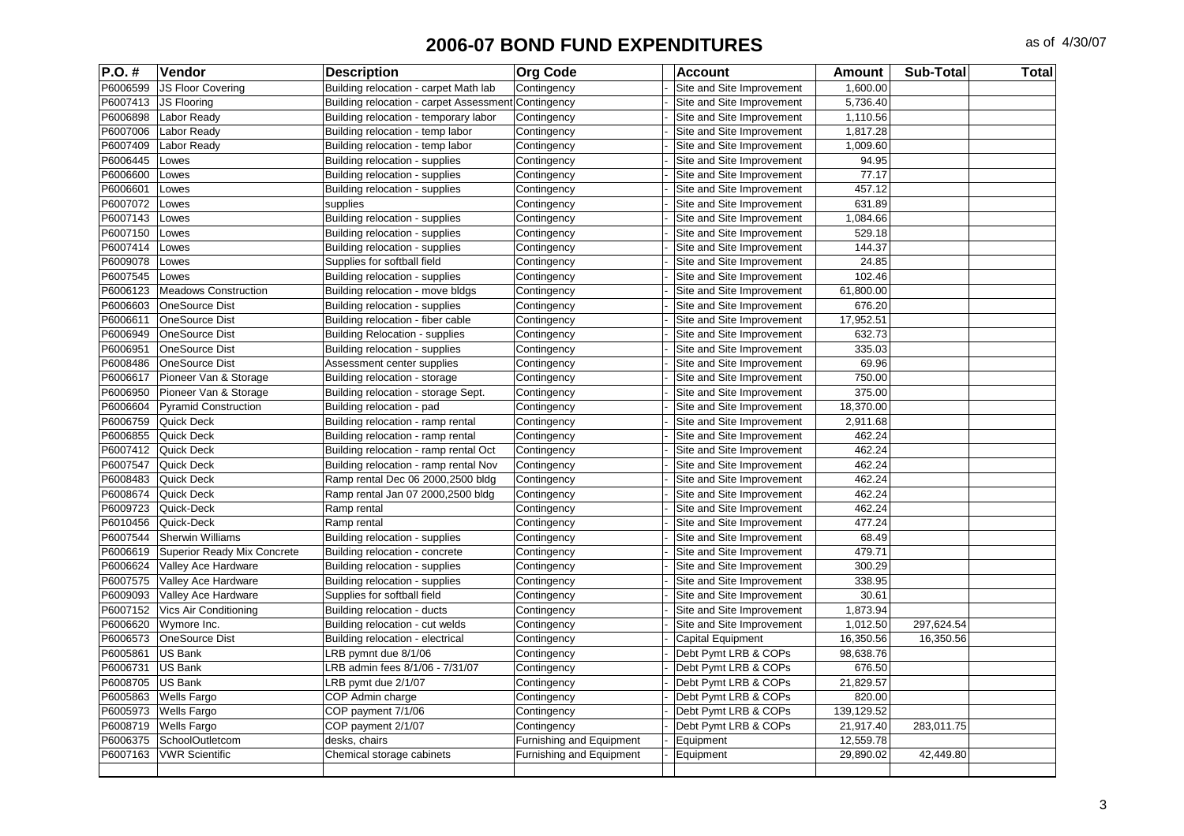# 2006-07 BOND FUND EXPENDITURES

as of 4/30/07

| P.O. # | Vendor | Description | Org Code | | Account | Amount | Sub-Total | Total |
|---|---|---|---|---|---|---|---|---|
| P6006599 | JS Floor Covering | Building relocation - carpet Math lab | Contingency | - | Site and Site Improvement | 1,600.00 | | |
| P6007413 | JS Flooring | Building relocation - carpet Assessment | Contingency | - | Site and Site Improvement | 5,736.40 | | |
| P6006898 | Labor Ready | Building relocation - temporary labor | Contingency | - | Site and Site Improvement | 1,110.56 | | |
| P6007006 | Labor Ready | Building relocation - temp labor | Contingency | - | Site and Site Improvement | 1,817.28 | | |
| P6007409 | Labor Ready | Building relocation - temp labor | Contingency | - | Site and Site Improvement | 1,009.60 | | |
| P6006445 | Lowes | Building relocation - supplies | Contingency | - | Site and Site Improvement | 94.95 | | |
| P6006600 | Lowes | Building relocation - supplies | Contingency | - | Site and Site Improvement | 77.17 | | |
| P6006601 | Lowes | Building relocation - supplies | Contingency | - | Site and Site Improvement | 457.12 | | |
| P6007072 | Lowes | supplies | Contingency | - | Site and Site Improvement | 631.89 | | |
| P6007143 | Lowes | Building relocation - supplies | Contingency | - | Site and Site Improvement | 1,084.66 | | |
| P6007150 | Lowes | Building relocation - supplies | Contingency | - | Site and Site Improvement | 529.18 | | |
| P6007414 | Lowes | Building relocation - supplies | Contingency | - | Site and Site Improvement | 144.37 | | |
| P6009078 | Lowes | Supplies for softball field | Contingency | - | Site and Site Improvement | 24.85 | | |
| P6007545 | Lowes | Building relocation - supplies | Contingency | - | Site and Site Improvement | 102.46 | | |
| P6006123 | Meadows Construction | Building relocation - move bldgs | Contingency | - | Site and Site Improvement | 61,800.00 | | |
| P6006603 | OneSource Dist | Building relocation - supplies | Contingency | - | Site and Site Improvement | 676.20 | | |
| P6006611 | OneSource Dist | Building relocation - fiber cable | Contingency | - | Site and Site Improvement | 17,952.51 | | |
| P6006949 | OneSource Dist | Building Relocation - supplies | Contingency | - | Site and Site Improvement | 632.73 | | |
| P6006951 | OneSource Dist | Building relocation - supplies | Contingency | - | Site and Site Improvement | 335.03 | | |
| P6008486 | OneSource Dist | Assessment center supplies | Contingency | - | Site and Site Improvement | 69.96 | | |
| P6006617 | Pioneer Van & Storage | Building relocation - storage | Contingency | - | Site and Site Improvement | 750.00 | | |
| P6006950 | Pioneer Van & Storage | Building relocation - storage Sept. | Contingency | - | Site and Site Improvement | 375.00 | | |
| P6006604 | Pyramid Construction | Building relocation - pad | Contingency | - | Site and Site Improvement | 18,370.00 | | |
| P6006759 | Quick Deck | Building relocation - ramp rental | Contingency | - | Site and Site Improvement | 2,911.68 | | |
| P6006855 | Quick Deck | Building relocation - ramp rental | Contingency | - | Site and Site Improvement | 462.24 | | |
| P6007412 | Quick Deck | Building relocation - ramp rental Oct | Contingency | - | Site and Site Improvement | 462.24 | | |
| P6007547 | Quick Deck | Building relocation - ramp rental Nov | Contingency | - | Site and Site Improvement | 462.24 | | |
| P6008483 | Quick Deck | Ramp rental Dec 06 2000,2500 bldg | Contingency | - | Site and Site Improvement | 462.24 | | |
| P6008674 | Quick Deck | Ramp rental Jan 07 2000,2500 bldg | Contingency | - | Site and Site Improvement | 462.24 | | |
| P6009723 | Quick-Deck | Ramp rental | Contingency | - | Site and Site Improvement | 462.24 | | |
| P6010456 | Quick-Deck | Ramp rental | Contingency | - | Site and Site Improvement | 477.24 | | |
| P6007544 | Sherwin Williams | Building relocation - supplies | Contingency | - | Site and Site Improvement | 68.49 | | |
| P6006619 | Superior Ready Mix Concrete | Building relocation - concrete | Contingency | - | Site and Site Improvement | 479.71 | | |
| P6006624 | Valley Ace Hardware | Building relocation - supplies | Contingency | - | Site and Site Improvement | 300.29 | | |
| P6007575 | Valley Ace Hardware | Building relocation - supplies | Contingency | - | Site and Site Improvement | 338.95 | | |
| P6009093 | Valley Ace Hardware | Supplies for softball field | Contingency | - | Site and Site Improvement | 30.61 | | |
| P6007152 | Vics Air Conditioning | Building relocation - ducts | Contingency | - | Site and Site Improvement | 1,873.94 | | |
| P6006620 | Wymore Inc. | Building relocation - cut welds | Contingency | - | Site and Site Improvement | 1,012.50 | 297,624.54 | |
| P6006573 | OneSource Dist | Building relocation - electrical | Contingency | - | Capital Equipment | 16,350.56 | 16,350.56 | |
| P6005861 | US Bank | LRB pymnt due 8/1/06 | Contingency | - | Debt Pymt LRB & COPs | 98,638.76 | | |
| P6006731 | US Bank | LRB admin fees 8/1/06 - 7/31/07 | Contingency | - | Debt Pymt LRB & COPs | 676.50 | | |
| P6008705 | US Bank | LRB pymt due 2/1/07 | Contingency | - | Debt Pymt LRB & COPs | 21,829.57 | | |
| P6005863 | Wells Fargo | COP Admin charge | Contingency | - | Debt Pymt LRB & COPs | 820.00 | | |
| P6005973 | Wells Fargo | COP payment 7/1/06 | Contingency | - | Debt Pymt LRB & COPs | 139,129.52 | | |
| P6008719 | Wells Fargo | COP payment 2/1/07 | Contingency | - | Debt Pymt LRB & COPs | 21,917.40 | 283,011.75 | |
| P6006375 | SchoolOutletcom | desks, chairs | Furnishing and Equipment | - | Equipment | 12,559.78 | | |
| P6007163 | VWR Scientific | Chemical storage cabinets | Furnishing and Equipment | - | Equipment | 29,890.02 | 42,449.80 | |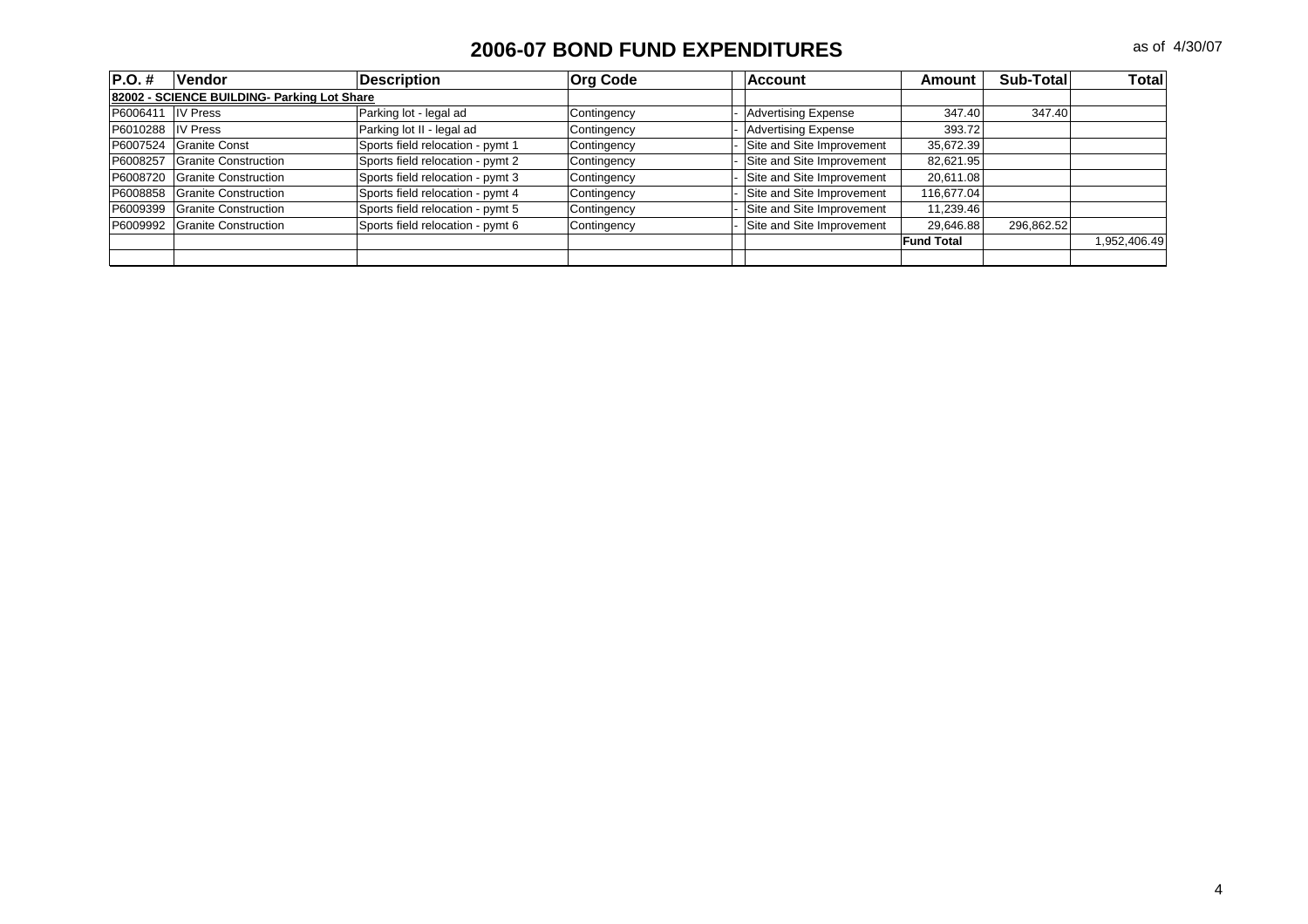# 2006-07 BOND FUND EXPENDITURES

as of 4/30/07

| P.O. # | Vendor | Description | Org Code | | Account | Amount | Sub-Total | Total |
|---|---|---|---|---|---|---|---|---|
| **82002 - SCIENCE BUILDING- Parking Lot Share** | | | | | | | | |
| P6006411 | IV Press | Parking lot - legal ad | Contingency | - | Advertising Expense | 347.40 | 347.40 | |
| P6010288 | IV Press | Parking lot II - legal ad | Contingency | - | Advertising Expense | 393.72 | | |
| P6007524 | Granite Const | Sports field relocation - pymt 1 | Contingency | - | Site and Site Improvement | 35,672.39 | | |
| P6008257 | Granite Construction | Sports field relocation - pymt 2 | Contingency | - | Site and Site Improvement | 82,621.95 | | |
| P6008720 | Granite Construction | Sports field relocation - pymt 3 | Contingency | - | Site and Site Improvement | 20,611.08 | | |
| P6008858 | Granite Construction | Sports field relocation - pymt 4 | Contingency | - | Site and Site Improvement | 116,677.04 | | |
| P6009399 | Granite Construction | Sports field relocation - pymt 5 | Contingency | - | Site and Site Improvement | 11,239.46 | | |
| P6009992 | Granite Construction | Sports field relocation - pymt 6 | Contingency | - | Site and Site Improvement | 29,646.88 | 296,862.52 | |
| | | | | | | **Fund Total** | | 1,952,406.49 |
| | | | | | | | | |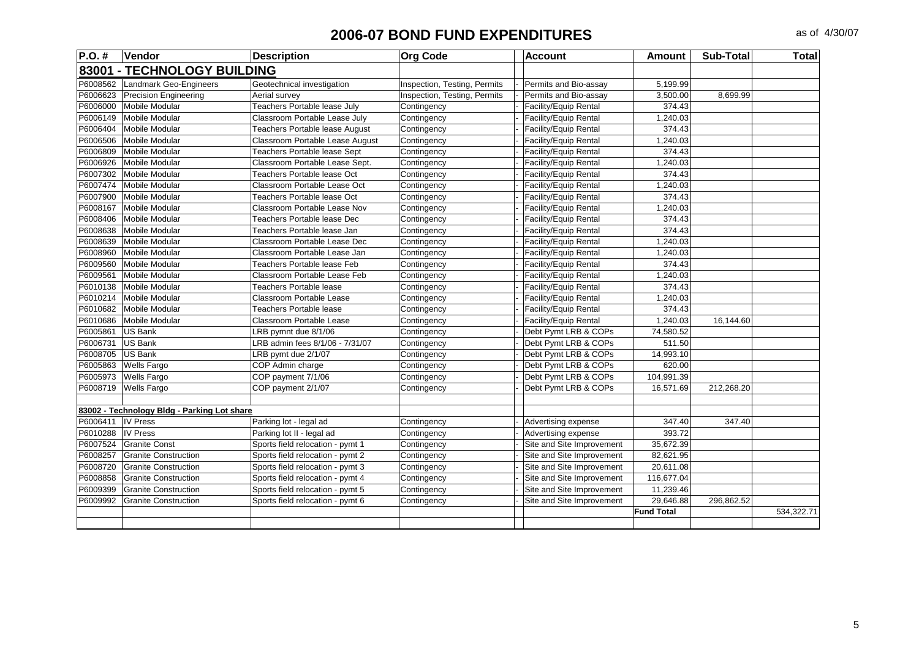# 2006-07 BOND FUND EXPENDITURES

as of 4/30/07

| P.O. # | Vendor | Description | Org Code | | Account | Amount | Sub-Total | Total |
|---|---|---|---|---|---|---|---|---|
| **83001 - TECHNOLOGY BUILDING** | | | | | | | | |
| P6008562 | Landmark Geo-Engineers | Geotechnical investigation | Inspection, Testing, Permits | - | Permits and Bio-assay | 5,199.99 | | |
| P6006623 | Precision Engineering | Aerial survey | Inspection, Testing, Permits | - | Permits and Bio-assay | 3,500.00 | 8,699.99 | |
| P6006000 | Mobile Modular | Teachers Portable lease July | Contingency | - | Facility/Equip Rental | 374.43 | | |
| P6006149 | Mobile Modular | Classroom Portable Lease July | Contingency | - | Facility/Equip Rental | 1,240.03 | | |
| P6006404 | Mobile Modular | Teachers Portable lease August | Contingency | - | Facility/Equip Rental | 374.43 | | |
| P6006506 | Mobile Modular | Classroom Portable Lease August | Contingency | - | Facility/Equip Rental | 1,240.03 | | |
| P6006809 | Mobile Modular | Teachers Portable lease Sept | Contingency | - | Facility/Equip Rental | 374.43 | | |
| P6006926 | Mobile Modular | Classroom Portable Lease Sept. | Contingency | - | Facility/Equip Rental | 1,240.03 | | |
| P6007302 | Mobile Modular | Teachers Portable lease Oct | Contingency | - | Facility/Equip Rental | 374.43 | | |
| P6007474 | Mobile Modular | Classroom Portable Lease Oct | Contingency | - | Facility/Equip Rental | 1,240.03 | | |
| P6007900 | Mobile Modular | Teachers Portable lease Oct | Contingency | - | Facility/Equip Rental | 374.43 | | |
| P6008167 | Mobile Modular | Classroom Portable Lease Nov | Contingency | - | Facility/Equip Rental | 1,240.03 | | |
| P6008406 | Mobile Modular | Teachers Portable lease Dec | Contingency | - | Facility/Equip Rental | 374.43 | | |
| P6008638 | Mobile Modular | Teachers Portable lease Jan | Contingency | - | Facility/Equip Rental | 374.43 | | |
| P6008639 | Mobile Modular | Classroom Portable Lease Dec | Contingency | - | Facility/Equip Rental | 1,240.03 | | |
| P6008960 | Mobile Modular | Classroom Portable Lease Jan | Contingency | - | Facility/Equip Rental | 1,240.03 | | |
| P6009560 | Mobile Modular | Teachers Portable lease Feb | Contingency | - | Facility/Equip Rental | 374.43 | | |
| P6009561 | Mobile Modular | Classroom Portable Lease Feb | Contingency | - | Facility/Equip Rental | 1,240.03 | | |
| P6010138 | Mobile Modular | Teachers Portable lease | Contingency | - | Facility/Equip Rental | 374.43 | | |
| P6010214 | Mobile Modular | Classroom Portable Lease | Contingency | - | Facility/Equip Rental | 1,240.03 | | |
| P6010682 | Mobile Modular | Teachers Portable lease | Contingency | - | Facility/Equip Rental | 374.43 | | |
| P6010686 | Mobile Modular | Classroom Portable Lease | Contingency | - | Facility/Equip Rental | 1,240.03 | 16,144.60 | |
| P6005861 | US Bank | LRB pymnt due 8/1/06 | Contingency | - | Debt Pymt LRB & COPs | 74,580.52 | | |
| P6006731 | US Bank | LRB admin fees 8/1/06 - 7/31/07 | Contingency | - | Debt Pymt LRB & COPs | 511.50 | | |
| P6008705 | US Bank | LRB pymt due 2/1/07 | Contingency | - | Debt Pymt LRB & COPs | 14,993.10 | | |
| P6005863 | Wells Fargo | COP Admin charge | Contingency | - | Debt Pymt LRB & COPs | 620.00 | | |
| P6005973 | Wells Fargo | COP payment 7/1/06 | Contingency | - | Debt Pymt LRB & COPs | 104,991.39 | | |
| P6008719 | Wells Fargo | COP payment 2/1/07 | Contingency | - | Debt Pymt LRB & COPs | 16,571.69 | 212,268.20 | |
| | | | | | | | | |
| **83002 - Technology Bldg - Parking Lot share** | | | | | | | | |
| P6006411 | IV Press | Parking lot - legal ad | Contingency | - | Advertising expense | 347.40 | 347.40 | |
| P6010288 | IV Press | Parking lot II - legal ad | Contingency | - | Advertising expense | 393.72 | | |
| P6007524 | Granite Const | Sports field relocation - pymt 1 | Contingency | - | Site and Site Improvement | 35,672.39 | | |
| P6008257 | Granite Construction | Sports field relocation - pymt 2 | Contingency | - | Site and Site Improvement | 82,621.95 | | |
| P6008720 | Granite Construction | Sports field relocation - pymt 3 | Contingency | - | Site and Site Improvement | 20,611.08 | | |
| P6008858 | Granite Construction | Sports field relocation - pymt 4 | Contingency | - | Site and Site Improvement | 116,677.04 | | |
| P6009399 | Granite Construction | Sports field relocation - pymt 5 | Contingency | - | Site and Site Improvement | 11,239.46 | | |
| P6009992 | Granite Construction | Sports field relocation - pymt 6 | Contingency | - | Site and Site Improvement | 29,646.88 | 296,862.52 | |
| | | | | | | **Fund Total** | | 534,322.71 |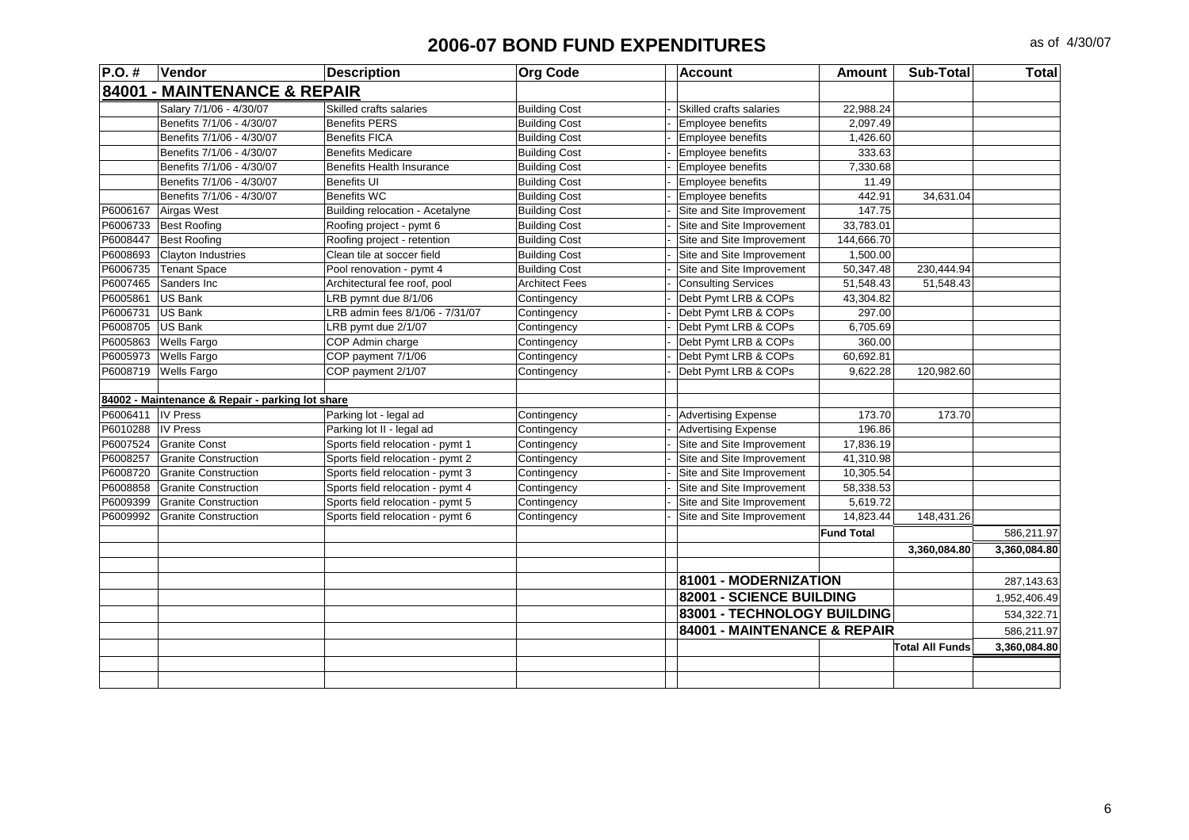# 2006-07 BOND FUND EXPENDITURES

as of 4/30/07

| P.O. # | Vendor | Description | Org Code | | Account | Amount | Sub-Total | Total |
|---|---|---|---|---|---|---|---|---|
| **84001 - MAINTENANCE & REPAIR** | | | | | | | | |
| | Salary 7/1/06 - 4/30/07 | Skilled crafts salaries | Building Cost | - | Skilled crafts salaries | 22,988.24 | | |
| | Benefits 7/1/06 - 4/30/07 | Benefits PERS | Building Cost | - | Employee benefits | 2,097.49 | | |
| | Benefits 7/1/06 - 4/30/07 | Benefits FICA | Building Cost | - | Employee benefits | 1,426.60 | | |
| | Benefits 7/1/06 - 4/30/07 | Benefits Medicare | Building Cost | - | Employee benefits | 333.63 | | |
| | Benefits 7/1/06 - 4/30/07 | Benefits Health Insurance | Building Cost | - | Employee benefits | 7,330.68 | | |
| | Benefits 7/1/06 - 4/30/07 | Benefits UI | Building Cost | - | Employee benefits | 11.49 | | |
| | Benefits 7/1/06 - 4/30/07 | Benefits WC | Building Cost | - | Employee benefits | 442.91 | 34,631.04 | |
| P6006167 | Airgas West | Building relocation - Acetalyne | Building Cost | - | Site and Site Improvement | 147.75 | | |
| P6006733 | Best Roofing | Roofing project - pymt 6 | Building Cost | - | Site and Site Improvement | 33,783.01 | | |
| P6008447 | Best Roofing | Roofing project - retention | Building Cost | - | Site and Site Improvement | 144,666.70 | | |
| P6008693 | Clayton Industries | Clean tile at soccer field | Building Cost | - | Site and Site Improvement | 1,500.00 | | |
| P6006735 | Tenant Space | Pool renovation - pymt 4 | Building Cost | - | Site and Site Improvement | 50,347.48 | 230,444.94 | |
| P6007465 | Sanders Inc | Architectural fee roof, pool | Architect Fees | - | Consulting Services | 51,548.43 | 51,548.43 | |
| P6005861 | US Bank | LRB pymnt due 8/1/06 | Contingency | - | Debt Pymt LRB & COPs | 43,304.82 | | |
| P6006731 | US Bank | LRB admin fees 8/1/06 - 7/31/07 | Contingency | - | Debt Pymt LRB & COPs | 297.00 | | |
| P6008705 | US Bank | LRB pymt due 2/1/07 | Contingency | - | Debt Pymt LRB & COPs | 6,705.69 | | |
| P6005863 | Wells Fargo | COP Admin charge | Contingency | - | Debt Pymt LRB & COPs | 360.00 | | |
| P6005973 | Wells Fargo | COP payment 7/1/06 | Contingency | - | Debt Pymt LRB & COPs | 60,692.81 | | |
| P6008719 | Wells Fargo | COP payment 2/1/07 | Contingency | - | Debt Pymt LRB & COPs | 9,622.28 | 120,982.60 | |
| | | | | | | | | |
| **84002 - Maintenance & Repair - parking lot share** | | | | | | | | |
| P6006411 | IV Press | Parking lot - legal ad | Contingency | - | Advertising Expense | 173.70 | 173.70 | |
| P6010288 | IV Press | Parking lot II - legal ad | Contingency | - | Advertising Expense | 196.86 | | |
| P6007524 | Granite Const | Sports field relocation - pymt 1 | Contingency | - | Site and Site Improvement | 17,836.19 | | |
| P6008257 | Granite Construction | Sports field relocation - pymt 2 | Contingency | - | Site and Site Improvement | 41,310.98 | | |
| P6008720 | Granite Construction | Sports field relocation - pymt 3 | Contingency | - | Site and Site Improvement | 10,305.54 | | |
| P6008858 | Granite Construction | Sports field relocation - pymt 4 | Contingency | - | Site and Site Improvement | 58,338.53 | | |
| P6009399 | Granite Construction | Sports field relocation - pymt 5 | Contingency | - | Site and Site Improvement | 5,619.72 | | |
| P6009992 | Granite Construction | Sports field relocation - pymt 6 | Contingency | - | Site and Site Improvement | 14,823.44 | 148,431.26 | |
| | | | | | | **Fund Total** | | 586,211.97 |
| | | | | | | | **3,360,084.80** | **3,360,084.80** |
| | | | | | | | | |
| | | | | | **81001 - MODERNIZATION** | | | 287,143.63 |
| | | | | | **82001 - SCIENCE BUILDING** | | | 1,952,406.49 |
| | | | | | **83001 - TECHNOLOGY BUILDING** | | | 534,322.71 |
| | | | | | **84001 - MAINTENANCE & REPAIR** | | | 586,211.97 |
| | | | | | | | **Total All Funds** | **3,360,084.80** |